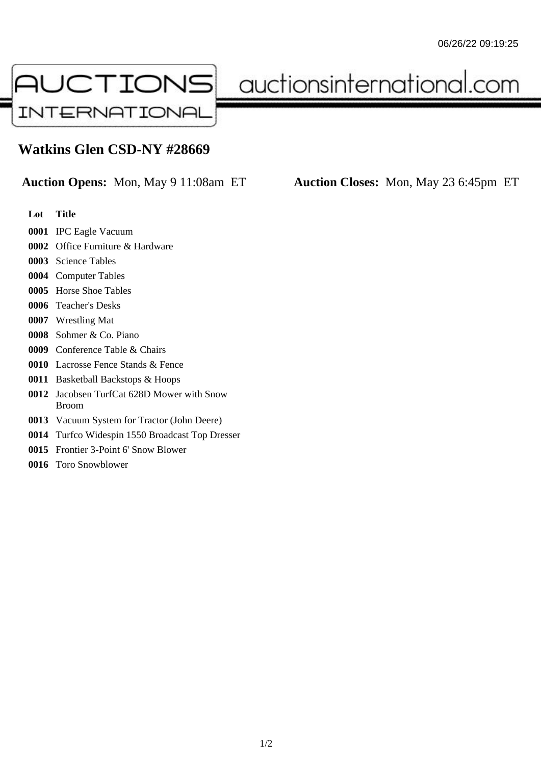# Watkins Glen CSD-NY #28669

**Auction Opens:** Mon, May 9 11:08am ET  **Auction Closes:** Mon, May 23 6:45pm ET

| Lot | Title |
|---|---|
| **0001** | IPC Eagle Vacuum |
| **0002** | Office Furniture & Hardware |
| **0003** | Science Tables |
| **0004** | Computer Tables |
| **0005** | Horse Shoe Tables |
| **0006** | Teacher's Desks |
| **0007** | Wrestling Mat |
| **0008** | Sohmer & Co. Piano |
| **0009** | Conference Table & Chairs |
| **0010** | Lacrosse Fence Stands & Fence |
| **0011** | Basketball Backstops & Hoops |
| **0012** | Jacobsen TurfCat 628D Mower with Snow Broom |
| **0013** | Vacuum System for Tractor (John Deere) |
| **0014** | Turfco Widespin 1550 Broadcast Top Dresser |
| **0015** | Frontier 3-Point 6' Snow Blower |
| **0016** | Toro Snowblower |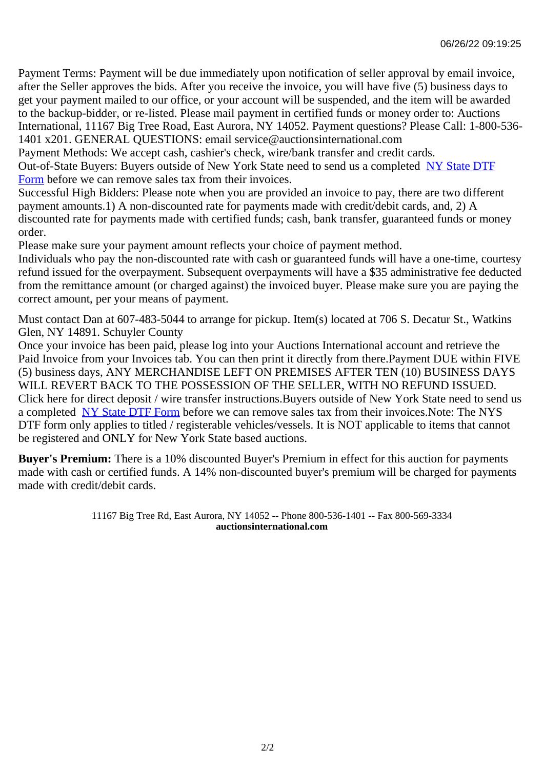Payment Terms: Payment will be due immediately upon notification of seller approval by email invoice, after the Seller approves the bids. After you receive the invoice, you will have five (5) business days to get your payment mailed to our office, or your account will be suspended, and the item will be awarded to the backup-bidder, or re-listed. Please mail payment in certified funds or money order to: Auctions International, 11167 Big Tree Road, East Aurora, NY 14052. Payment questions? Please Call: 1-800-536-1401 x201. GENERAL QUESTIONS: email service@auctionsinternational.com

Payment Methods: We accept cash, cashier's check, wire/bank transfer and credit cards.

Out-of-State Buyers: Buyers outside of New York State need to send us a completed NY State DTF Form before we can remove sales tax from their invoices.

Successful High Bidders: Please note when you are provided an invoice to pay, there are two different payment amounts.1) A non-discounted rate for payments made with credit/debit cards, and, 2) A discounted rate for payments made with certified funds; cash, bank transfer, guaranteed funds or money order.

Please make sure your payment amount reflects your choice of payment method.

Individuals who pay the non-discounted rate with cash or guaranteed funds will have a one-time, courtesy refund issued for the overpayment. Subsequent overpayments will have a $35 administrative fee deducted from the remittance amount (or charged against) the invoiced buyer. Please make sure you are paying the correct amount, per your means of payment.

Must contact Dan at 607-483-5044 to arrange for pickup. Item(s) located at 706 S. Decatur St., Watkins Glen, NY 14891. Schuyler County

Once your invoice has been paid, please log into your Auctions International account and retrieve the Paid Invoice from your Invoices tab. You can then print it directly from there.Payment DUE within FIVE (5) business days, ANY MERCHANDISE LEFT ON PREMISES AFTER TEN (10) BUSINESS DAYS WILL REVERT BACK TO THE POSSESSION OF THE SELLER, WITH NO REFUND ISSUED. Click here for direct deposit / wire transfer instructions.Buyers outside of New York State need to send us a completed NY State DTF Form before we can remove sales tax from their invoices.Note: The NYS DTF form only applies to titled / registerable vehicles/vessels. It is NOT applicable to items that cannot be registered and ONLY for New York State based auctions.

**Buyer's Premium:** There is a 10% discounted Buyer's Premium in effect for this auction for payments made with cash or certified funds. A 14% non-discounted buyer's premium will be charged for payments made with credit/debit cards.